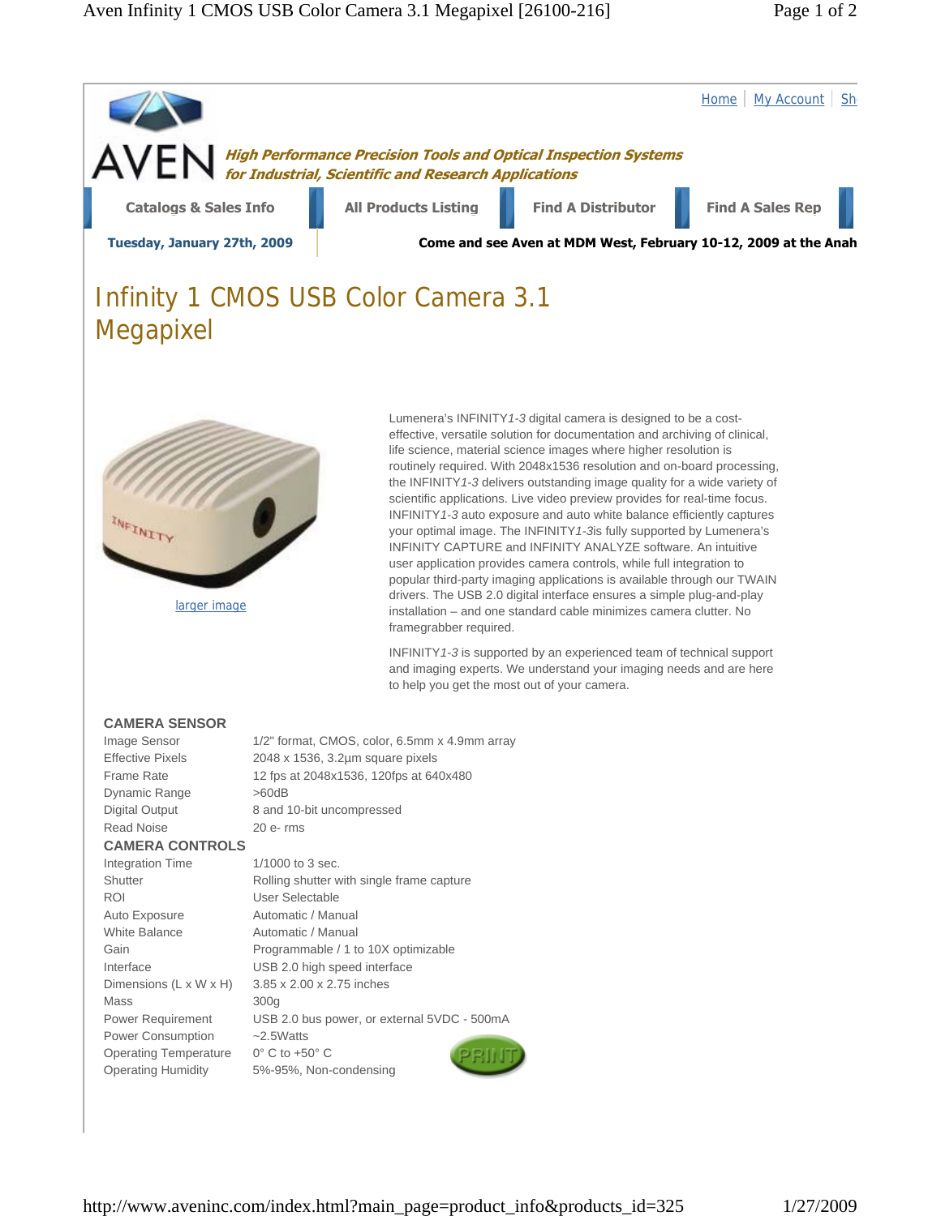Home | My Account | Sh

AVEN

*High Performance Precision Tools and Optical Inspection Systems for Industrial, Scientific and Research Applications*

Catalogs & Sales Info | All Products Listing | Find A Distributor | Find A Sales Rep

**Tuesday, January 27th, 2009**

**Come and see Aven at MDM West, February 10-12, 2009 at the Anah**

# Infinity 1 CMOS USB Color Camera 3.1 Megapixel

larger image

Lumenera's INFINITY*1-3* digital camera is designed to be a cost-effective, versatile solution for documentation and archiving of clinical, life science, material science images where higher resolution is routinely required. With 2048x1536 resolution and on-board processing, the INFINITY*1-3* delivers outstanding image quality for a wide variety of scientific applications. Live video preview provides for real-time focus. INFINITY*1-3* auto exposure and auto white balance efficiently captures your optimal image. The INFINITY*1-3*is fully supported by Lumenera's INFINITY CAPTURE and INFINITY ANALYZE software. An intuitive user application provides camera controls, while full integration to popular third-party imaging applications is available through our TWAIN drivers. The USB 2.0 digital interface ensures a simple plug-and-play installation – and one standard cable minimizes camera clutter. No framegrabber required.

INFINITY*1-3* is supported by an experienced team of technical support and imaging experts. We understand your imaging needs and are here to help you get the most out of your camera.

| **CAMERA SENSOR** | |
|---|---|
| Image Sensor | 1/2" format, CMOS, color, 6.5mm x 4.9mm array |
| Effective Pixels | 2048 x 1536, 3.2µm square pixels |
| Frame Rate | 12 fps at 2048x1536, 120fps at 640x480 |
| Dynamic Range | >60dB |
| Digital Output | 8 and 10-bit uncompressed |
| Read Noise | 20 e- rms |
| **CAMERA CONTROLS** | |
| Integration Time | 1/1000 to 3 sec. |
| Shutter | Rolling shutter with single frame capture |
| ROI | User Selectable |
| Auto Exposure | Automatic / Manual |
| White Balance | Automatic / Manual |
| Gain | Programmable / 1 to 10X optimizable |
| Interface | USB 2.0 high speed interface |
| Dimensions (L x W x H) | 3.85 x 2.00 x 2.75 inches |
| Mass | 300g |
| Power Requirement | USB 2.0 bus power, or external 5VDC - 500mA |
| Power Consumption | ~2.5Watts |
| Operating Temperature | 0° C to +50° C |
| Operating Humidity | 5%-95%, Non-condensing |

PRINT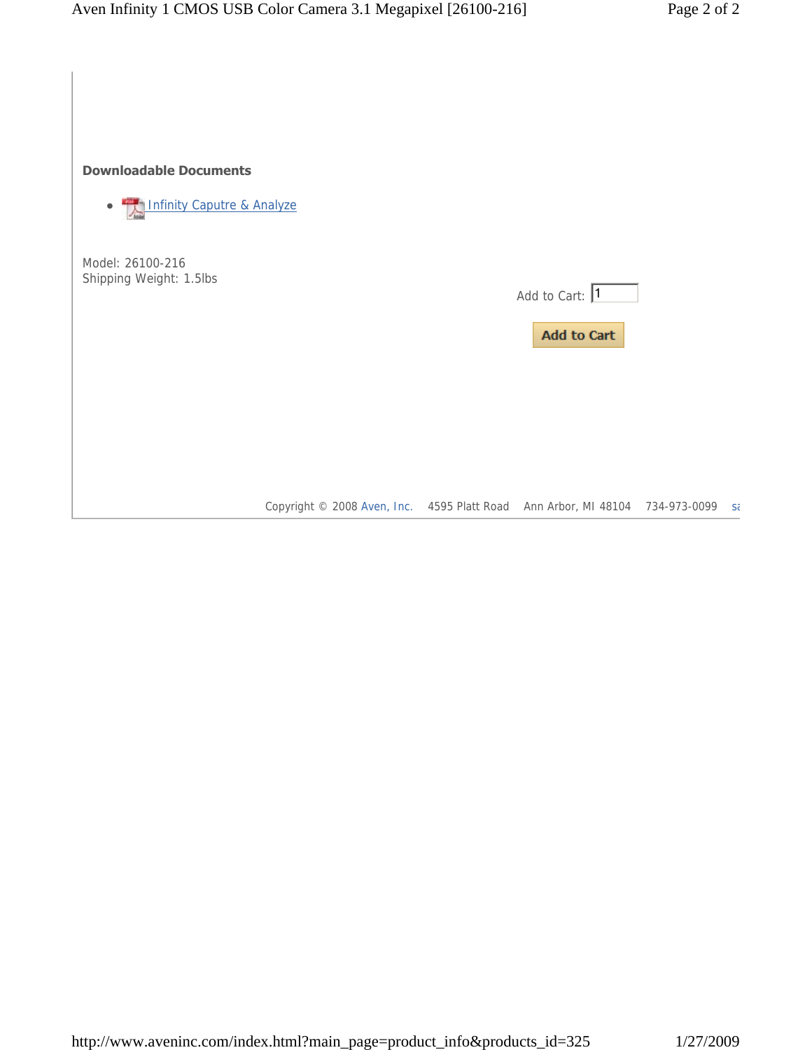**Downloadable Documents**

- Infinity Caputre & Analyze

Model: 26100-216
Shipping Weight: 1.5lbs

Add to Cart: 1

Add to Cart

Copyright © 2008 Aven, Inc. 4595 Platt Road Ann Arbor, MI 48104 734-973-0099 sa